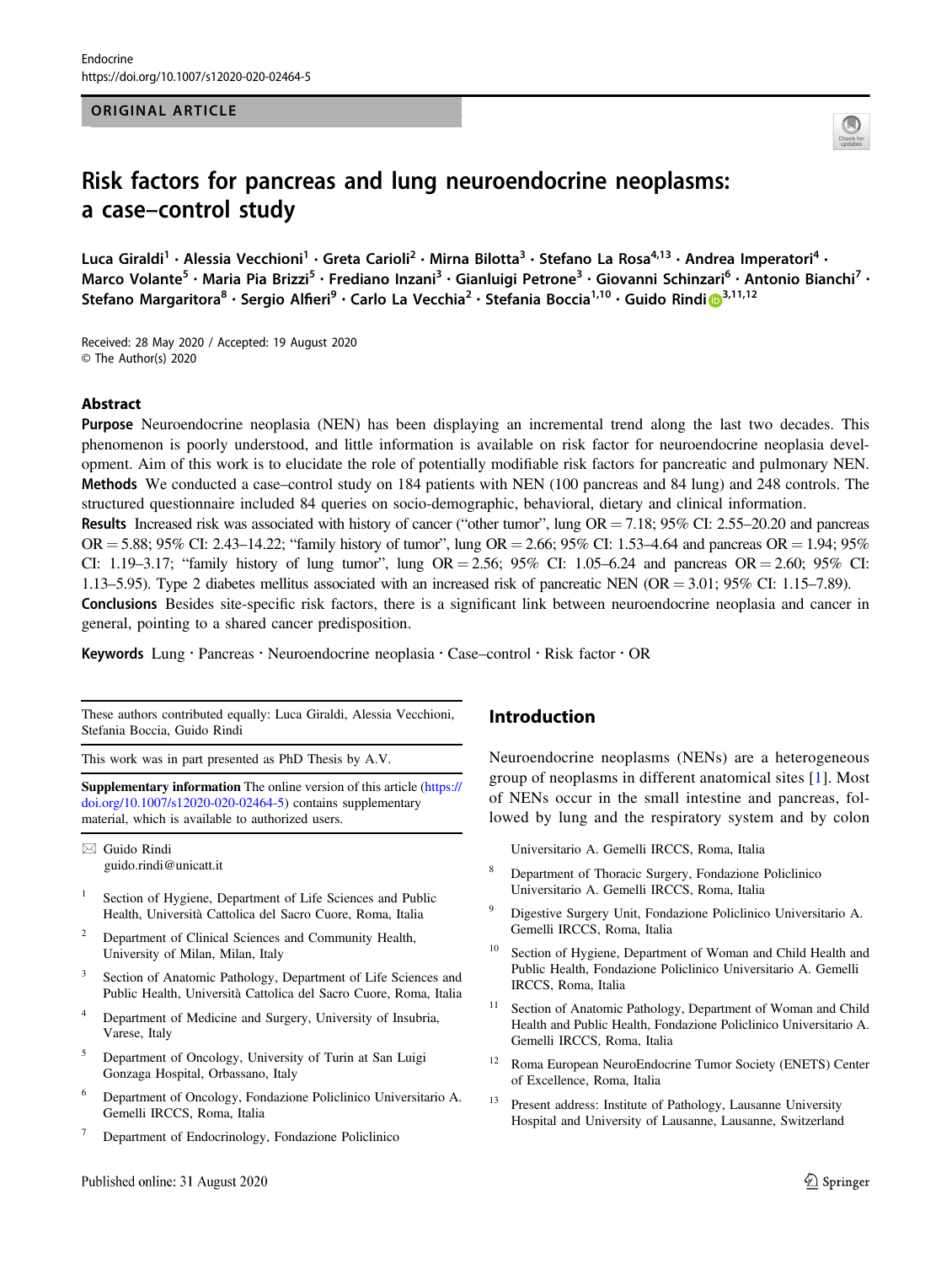ORIGINAL ARTICLE

# Risk factors for pancreas and lung neuroendocrine neoplasms: a case–control study

Luca Giraldi[1] · Alessia Vecchioni[1] · Greta Carioli[2] · Mirna Bilotta[3] · Stefano La Rosa[4,13] · Andrea Imperatori[4] · Marco Volante[5] · Maria Pia Brizzi[5] · Frediano Inzani[3] · Gianluigi Petrone[3] · Giovanni Schinzari[6] · Antonio Bianchi[7] · Stefano Margaritora[8] · Sergio Alfieri[9] · Carlo La Vecchia[2] · Stefania Boccia[1,10] · Guido Rindi[3,11,12]

Received: 28 May 2020 / Accepted: 19 August 2020
© The Author(s) 2020

## Abstract

**Purpose** Neuroendocrine neoplasia (NEN) has been displaying an incremental trend along the last two decades. This phenomenon is poorly understood, and little information is available on risk factor for neuroendocrine neoplasia development. Aim of this work is to elucidate the role of potentially modifiable risk factors for pancreatic and pulmonary NEN.

**Methods** We conducted a case–control study on 184 patients with NEN (100 pancreas and 84 lung) and 248 controls. The structured questionnaire included 84 queries on socio-demographic, behavioral, dietary and clinical information.

**Results** Increased risk was associated with history of cancer ("other tumor", lung OR = 7.18; 95% CI: 2.55–20.20 and pancreas OR = 5.88; 95% CI: 2.43–14.22; "family history of tumor", lung OR = 2.66; 95% CI: 1.53–4.64 and pancreas OR = 1.94; 95% CI: 1.19–3.17; "family history of lung tumor", lung OR = 2.56; 95% CI: 1.05–6.24 and pancreas OR = 2.60; 95% CI: 1.13–5.95). Type 2 diabetes mellitus associated with an increased risk of pancreatic NEN (OR = 3.01; 95% CI: 1.15–7.89).

**Conclusions** Besides site-specific risk factors, there is a significant link between neuroendocrine neoplasia and cancer in general, pointing to a shared cancer predisposition.

**Keywords** Lung · Pancreas · Neuroendocrine neoplasia · Case–control · Risk factor · OR

---

These authors contributed equally: Luca Giraldi, Alessia Vecchioni, Stefania Boccia, Guido Rindi

This work was in part presented as PhD Thesis by A.V.

**Supplementary information** The online version of this article (https://doi.org/10.1007/s12020-020-02464-5) contains supplementary material, which is available to authorized users.

✉ Guido Rindi
guido.rindi@unicatt.it

1. Section of Hygiene, Department of Life Sciences and Public Health, Università Cattolica del Sacro Cuore, Roma, Italia
2. Department of Clinical Sciences and Community Health, University of Milan, Milan, Italy
3. Section of Anatomic Pathology, Department of Life Sciences and Public Health, Università Cattolica del Sacro Cuore, Roma, Italia
4. Department of Medicine and Surgery, University of Insubria, Varese, Italy
5. Department of Oncology, University of Turin at San Luigi Gonzaga Hospital, Orbassano, Italy
6. Department of Oncology, Fondazione Policlinico Universitario A. Gemelli IRCCS, Roma, Italia
7. Department of Endocrinology, Fondazione Policlinico Universitario A. Gemelli IRCCS, Roma, Italia
8. Department of Thoracic Surgery, Fondazione Policlinico Universitario A. Gemelli IRCCS, Roma, Italia
9. Digestive Surgery Unit, Fondazione Policlinico Universitario A. Gemelli IRCCS, Roma, Italia
10. Section of Hygiene, Department of Woman and Child Health and Public Health, Fondazione Policlinico Universitario A. Gemelli IRCCS, Roma, Italia
11. Section of Anatomic Pathology, Department of Woman and Child Health and Public Health, Fondazione Policlinico Universitario A. Gemelli IRCCS, Roma, Italia
12. Roma European NeuroEndocrine Tumor Society (ENETS) Center of Excellence, Roma, Italia
13. Present address: Institute of Pathology, Lausanne University Hospital and University of Lausanne, Lausanne, Switzerland

## Introduction

Neuroendocrine neoplasms (NENs) are a heterogeneous group of neoplasms in different anatomical sites [1]. Most of NENs occur in the small intestine and pancreas, followed by lung and the respiratory system and by colon

Published online: 31 August 2020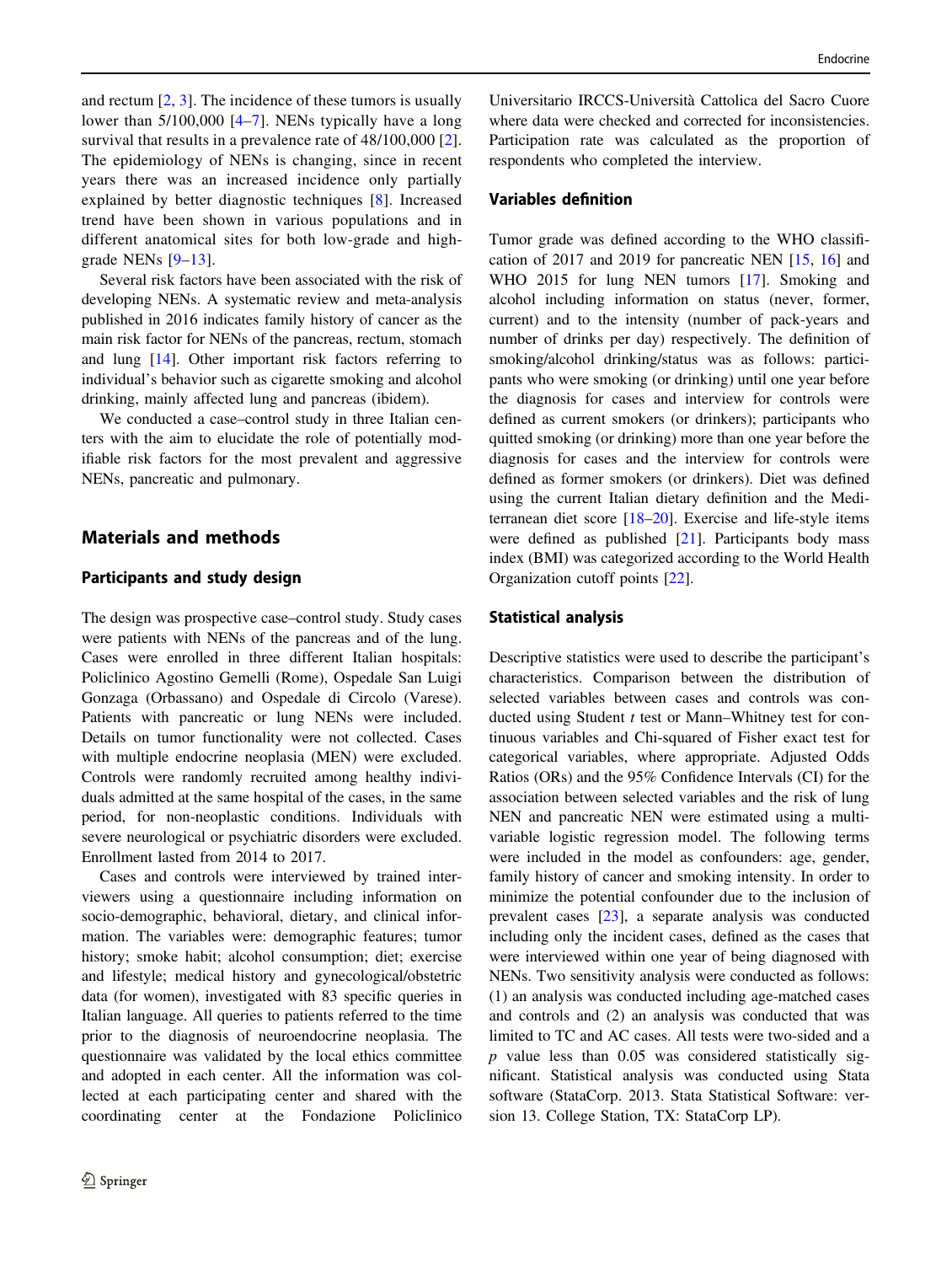and rectum [2, 3]. The incidence of these tumors is usually lower than 5/100,000 [4–7]. NENs typically have a long survival that results in a prevalence rate of 48/100,000 [2]. The epidemiology of NENs is changing, since in recent years there was an increased incidence only partially explained by better diagnostic techniques [8]. Increased trend have been shown in various populations and in different anatomical sites for both low-grade and high-grade NENs [9–13].

Several risk factors have been associated with the risk of developing NENs. A systematic review and meta-analysis published in 2016 indicates family history of cancer as the main risk factor for NENs of the pancreas, rectum, stomach and lung [14]. Other important risk factors referring to individual's behavior such as cigarette smoking and alcohol drinking, mainly affected lung and pancreas (ibidem).

We conducted a case–control study in three Italian centers with the aim to elucidate the role of potentially modifiable risk factors for the most prevalent and aggressive NENs, pancreatic and pulmonary.

## Materials and methods

### Participants and study design

The design was prospective case–control study. Study cases were patients with NENs of the pancreas and of the lung. Cases were enrolled in three different Italian hospitals: Policlinico Agostino Gemelli (Rome), Ospedale San Luigi Gonzaga (Orbassano) and Ospedale di Circolo (Varese). Patients with pancreatic or lung NENs were included. Details on tumor functionality were not collected. Cases with multiple endocrine neoplasia (MEN) were excluded. Controls were randomly recruited among healthy individuals admitted at the same hospital of the cases, in the same period, for non-neoplastic conditions. Individuals with severe neurological or psychiatric disorders were excluded. Enrollment lasted from 2014 to 2017.

Cases and controls were interviewed by trained interviewers using a questionnaire including information on socio-demographic, behavioral, dietary, and clinical information. The variables were: demographic features; tumor history; smoke habit; alcohol consumption; diet; exercise and lifestyle; medical history and gynecological/obstetric data (for women), investigated with 83 specific queries in Italian language. All queries to patients referred to the time prior to the diagnosis of neuroendocrine neoplasia. The questionnaire was validated by the local ethics committee and adopted in each center. All the information was collected at each participating center and shared with the coordinating center at the Fondazione Policlinico Universitario IRCCS-Università Cattolica del Sacro Cuore where data were checked and corrected for inconsistencies. Participation rate was calculated as the proportion of respondents who completed the interview.

### Variables definition

Tumor grade was defined according to the WHO classification of 2017 and 2019 for pancreatic NEN [15, 16] and WHO 2015 for lung NEN tumors [17]. Smoking and alcohol including information on status (never, former, current) and to the intensity (number of pack-years and number of drinks per day) respectively. The definition of smoking/alcohol drinking/status was as follows: participants who were smoking (or drinking) until one year before the diagnosis for cases and interview for controls were defined as current smokers (or drinkers); participants who quitted smoking (or drinking) more than one year before the diagnosis for cases and the interview for controls were defined as former smokers (or drinkers). Diet was defined using the current Italian dietary definition and the Mediterranean diet score [18–20]. Exercise and life-style items were defined as published [21]. Participants body mass index (BMI) was categorized according to the World Health Organization cutoff points [22].

### Statistical analysis

Descriptive statistics were used to describe the participant's characteristics. Comparison between the distribution of selected variables between cases and controls was conducted using Student *t* test or Mann–Whitney test for continuous variables and Chi-squared of Fisher exact test for categorical variables, where appropriate. Adjusted Odds Ratios (ORs) and the 95% Confidence Intervals (CI) for the association between selected variables and the risk of lung NEN and pancreatic NEN were estimated using a multivariable logistic regression model. The following terms were included in the model as confounders: age, gender, family history of cancer and smoking intensity. In order to minimize the potential confounder due to the inclusion of prevalent cases [23], a separate analysis was conducted including only the incident cases, defined as the cases that were interviewed within one year of being diagnosed with NENs. Two sensitivity analysis were conducted as follows: (1) an analysis was conducted including age-matched cases and controls and (2) an analysis was conducted that was limited to TC and AC cases. All tests were two-sided and a $p$ value less than 0.05 was considered statistically significant. Statistical analysis was conducted using Stata software (StataCorp. 2013. Stata Statistical Software: version 13. College Station, TX: StataCorp LP).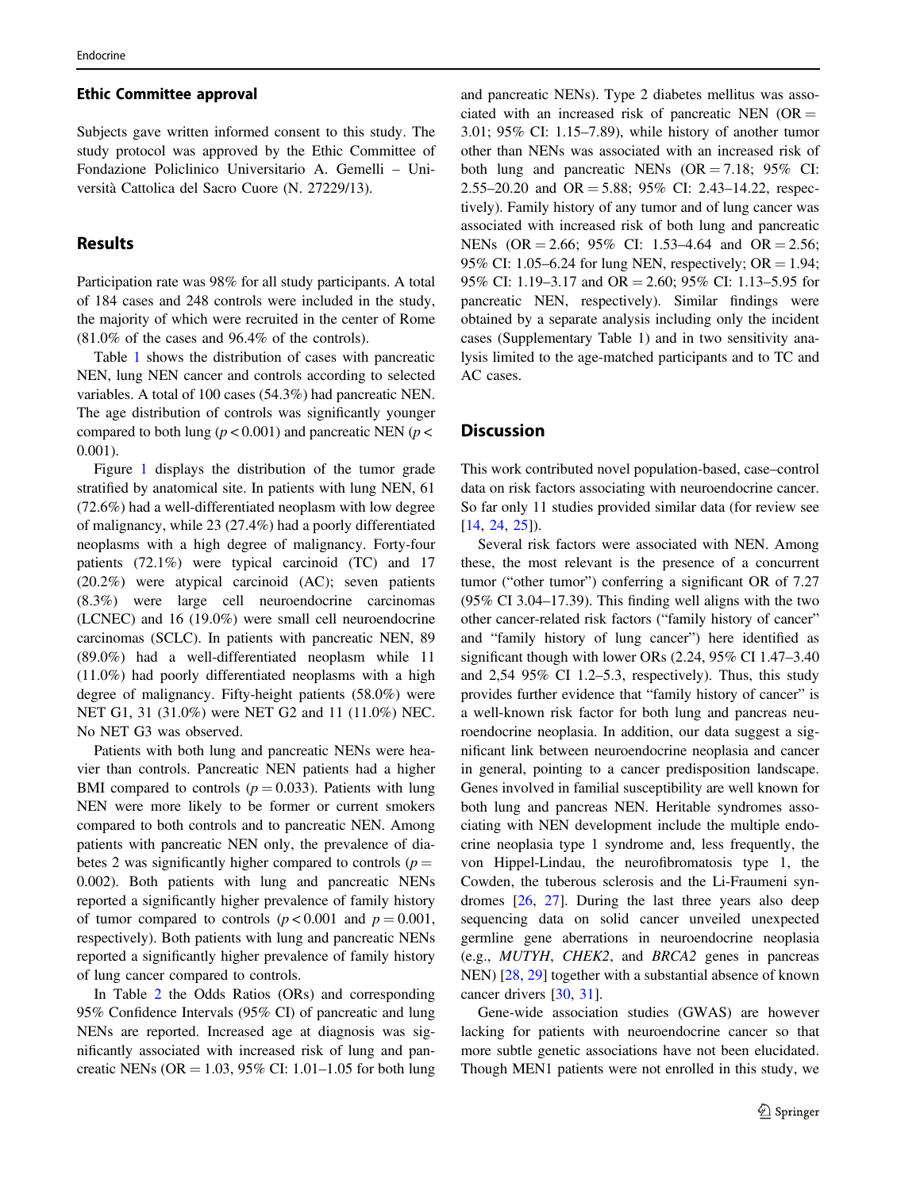### Ethic Committee approval

Subjects gave written informed consent to this study. The study protocol was approved by the Ethic Committee of Fondazione Policlinico Universitario A. Gemelli – Università Cattolica del Sacro Cuore (N. 27229/13).

## Results

Participation rate was 98% for all study participants. A total of 184 cases and 248 controls were included in the study, the majority of which were recruited in the center of Rome (81.0% of the cases and 96.4% of the controls).

Table 1 shows the distribution of cases with pancreatic NEN, lung NEN cancer and controls according to selected variables. A total of 100 cases (54.3%) had pancreatic NEN. The age distribution of controls was significantly younger compared to both lung ($p < 0.001$) and pancreatic NEN ($p < 0.001$).

Figure 1 displays the distribution of the tumor grade stratified by anatomical site. In patients with lung NEN, 61 (72.6%) had a well-differentiated neoplasm with low degree of malignancy, while 23 (27.4%) had a poorly differentiated neoplasms with a high degree of malignancy. Forty-four patients (72.1%) were typical carcinoid (TC) and 17 (20.2%) were atypical carcinoid (AC); seven patients (8.3%) were large cell neuroendocrine carcinomas (LCNEC) and 16 (19.0%) were small cell neuroendocrine carcinomas (SCLC). In patients with pancreatic NEN, 89 (89.0%) had a well-differentiated neoplasm while 11 (11.0%) had poorly differentiated neoplasms with a high degree of malignancy. Fifty-height patients (58.0%) were NET G1, 31 (31.0%) were NET G2 and 11 (11.0%) NEC. No NET G3 was observed.

Patients with both lung and pancreatic NENs were heavier than controls. Pancreatic NEN patients had a higher BMI compared to controls ($p = 0.033$). Patients with lung NEN were more likely to be former or current smokers compared to both controls and to pancreatic NEN. Among patients with pancreatic NEN only, the prevalence of diabetes 2 was significantly higher compared to controls ($p = 0.002$). Both patients with lung and pancreatic NENs reported a significantly higher prevalence of family history of tumor compared to controls ($p < 0.001$ and $p = 0.001$, respectively). Both patients with lung and pancreatic NENs reported a significantly higher prevalence of family history of lung cancer compared to controls.

In Table 2 the Odds Ratios (ORs) and corresponding 95% Confidence Intervals (95% CI) of pancreatic and lung NENs are reported. Increased age at diagnosis was significantly associated with increased risk of lung and pancreatic NENs (OR = 1.03, 95% CI: 1.01–1.05 for both lung and pancreatic NENs). Type 2 diabetes mellitus was associated with an increased risk of pancreatic NEN (OR = 3.01; 95% CI: 1.15–7.89), while history of another tumor other than NENs was associated with an increased risk of both lung and pancreatic NENs (OR = 7.18; 95% CI: 2.55–20.20 and OR = 5.88; 95% CI: 2.43–14.22, respectively). Family history of any tumor and of lung cancer was associated with increased risk of both lung and pancreatic NENs (OR = 2.66; 95% CI: 1.53–4.64 and OR = 2.56; 95% CI: 1.05–6.24 for lung NEN, respectively; OR = 1.94; 95% CI: 1.19–3.17 and OR = 2.60; 95% CI: 1.13–5.95 for pancreatic NEN, respectively). Similar findings were obtained by a separate analysis including only the incident cases (Supplementary Table 1) and in two sensitivity analysis limited to the age-matched participants and to TC and AC cases.

## Discussion

This work contributed novel population-based, case–control data on risk factors associating with neuroendocrine cancer. So far only 11 studies provided similar data (for review see [14, 24, 25]).

Several risk factors were associated with NEN. Among these, the most relevant is the presence of a concurrent tumor ("other tumor") conferring a significant OR of 7.27 (95% CI 3.04–17.39). This finding well aligns with the two other cancer-related risk factors ("family history of cancer" and "family history of lung cancer") here identified as significant though with lower ORs (2.24, 95% CI 1.47–3.40 and 2,54 95% CI 1.2–5.3, respectively). Thus, this study provides further evidence that "family history of cancer" is a well-known risk factor for both lung and pancreas neuroendocrine neoplasia. In addition, our data suggest a significant link between neuroendocrine neoplasia and cancer in general, pointing to a cancer predisposition landscape. Genes involved in familial susceptibility are well known for both lung and pancreas NEN. Heritable syndromes associating with NEN development include the multiple endocrine neoplasia type 1 syndrome and, less frequently, the von Hippel-Lindau, the neurofibromatosis type 1, the Cowden, the tuberous sclerosis and the Li-Fraumeni syndromes [26, 27]. During the last three years also deep sequencing data on solid cancer unveiled unexpected germline gene aberrations in neuroendocrine neoplasia (e.g., *MUTYH*, *CHEK2*, and *BRCA2* genes in pancreas NEN) [28, 29] together with a substantial absence of known cancer drivers [30, 31].

Gene-wide association studies (GWAS) are however lacking for patients with neuroendocrine cancer so that more subtle genetic associations have not been elucidated. Though MEN1 patients were not enrolled in this study, we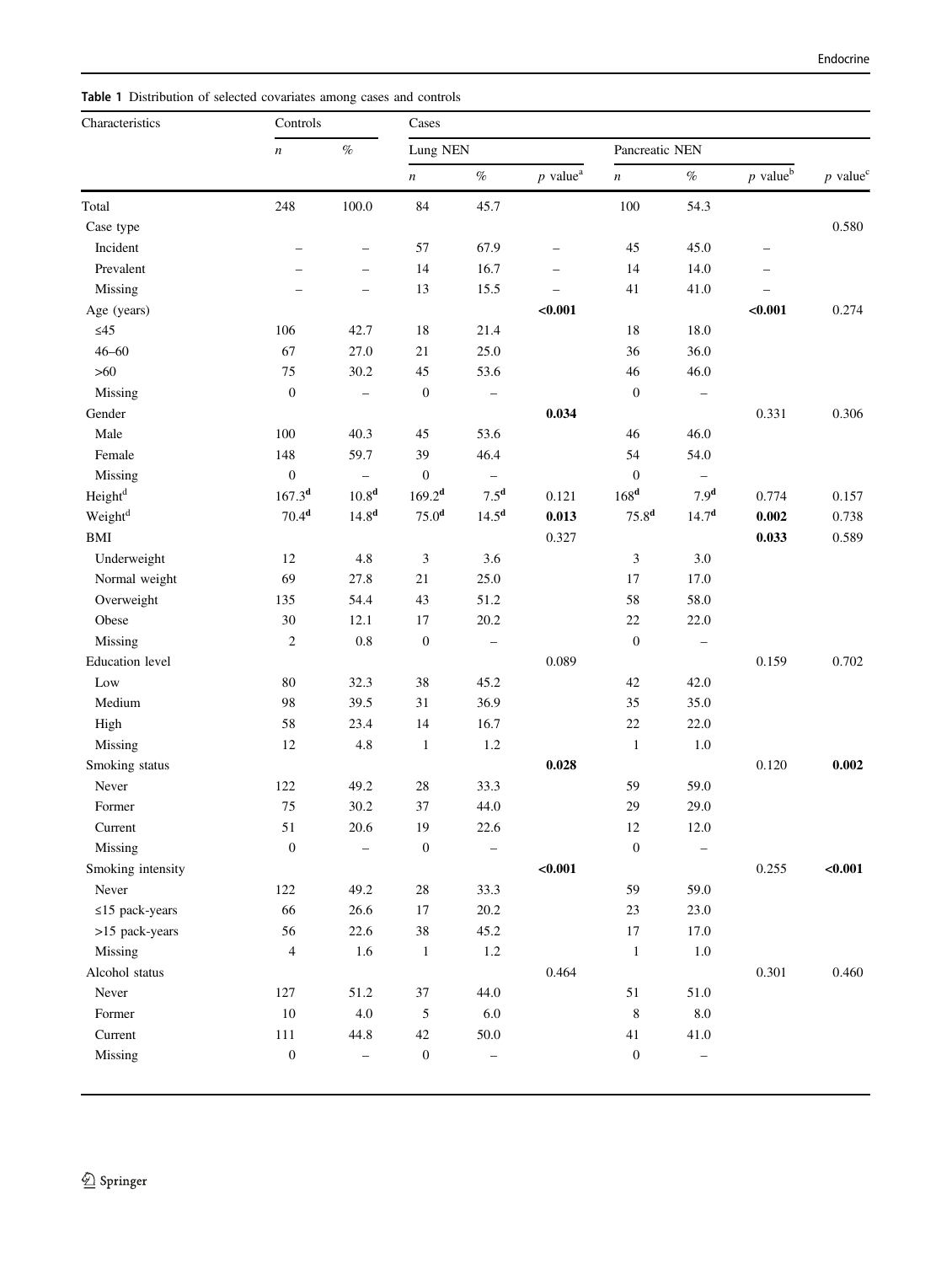**Table 1** Distribution of selected covariates among cases and controls

| Characteristics | Controls | | Cases | | | | | | |
|---|---|---|---|---|---|---|---|---|---|
| | | | Lung NEN | | | Pancreatic NEN | | | |
| | *n* | % | *n* | % | *p* value[a] | *n* | % | *p* value[b] | *p* value[c] |
| Total | 248 | 100.0 | 84 | 45.7 | | 100 | 54.3 | | |
| Case type | | | | | | | | | 0.580 |
| Incident | – | – | 57 | 67.9 | – | 45 | 45.0 | – | |
| Prevalent | – | – | 14 | 16.7 | – | 14 | 14.0 | – | |
| Missing | – | – | 13 | 15.5 | – | 41 | 41.0 | – | |
| Age (years) | | | | | **<0.001** | | | **<0.001** | 0.274 |
| ≤45 | 106 | 42.7 | 18 | 21.4 | | 18 | 18.0 | | |
| 46–60 | 67 | 27.0 | 21 | 25.0 | | 36 | 36.0 | | |
| >60 | 75 | 30.2 | 45 | 53.6 | | 46 | 46.0 | | |
| Missing | 0 | – | 0 | – | | 0 | – | | |
| Gender | | | | | **0.034** | | | 0.331 | 0.306 |
| Male | 100 | 40.3 | 45 | 53.6 | | 46 | 46.0 | | |
| Female | 148 | 59.7 | 39 | 46.4 | | 54 | 54.0 | | |
| Missing | 0 | – | 0 | – | | 0 | – | | |
| Height[d] | 167.3[d] | 10.8[d] | 169.2[d] | 7.5[d] | 0.121 | 168[d] | 7.9[d] | 0.774 | 0.157 |
| Weight[d] | 70.4[d] | 14.8[d] | 75.0[d] | 14.5[d] | **0.013** | 75.8[d] | 14.7[d] | **0.002** | 0.738 |
| BMI | | | | | 0.327 | | | **0.033** | 0.589 |
| Underweight | 12 | 4.8 | 3 | 3.6 | | 3 | 3.0 | | |
| Normal weight | 69 | 27.8 | 21 | 25.0 | | 17 | 17.0 | | |
| Overweight | 135 | 54.4 | 43 | 51.2 | | 58 | 58.0 | | |
| Obese | 30 | 12.1 | 17 | 20.2 | | 22 | 22.0 | | |
| Missing | 2 | 0.8 | 0 | – | | 0 | – | | |
| Education level | | | | | 0.089 | | | 0.159 | 0.702 |
| Low | 80 | 32.3 | 38 | 45.2 | | 42 | 42.0 | | |
| Medium | 98 | 39.5 | 31 | 36.9 | | 35 | 35.0 | | |
| High | 58 | 23.4 | 14 | 16.7 | | 22 | 22.0 | | |
| Missing | 12 | 4.8 | 1 | 1.2 | | 1 | 1.0 | | |
| Smoking status | | | | | **0.028** | | | 0.120 | **0.002** |
| Never | 122 | 49.2 | 28 | 33.3 | | 59 | 59.0 | | |
| Former | 75 | 30.2 | 37 | 44.0 | | 29 | 29.0 | | |
| Current | 51 | 20.6 | 19 | 22.6 | | 12 | 12.0 | | |
| Missing | 0 | – | 0 | – | | 0 | – | | |
| Smoking intensity | | | | | **<0.001** | | | 0.255 | **<0.001** |
| Never | 122 | 49.2 | 28 | 33.3 | | 59 | 59.0 | | |
| ≤15 pack-years | 66 | 26.6 | 17 | 20.2 | | 23 | 23.0 | | |
| >15 pack-years | 56 | 22.6 | 38 | 45.2 | | 17 | 17.0 | | |
| Missing | 4 | 1.6 | 1 | 1.2 | | 1 | 1.0 | | |
| Alcohol status | | | | | 0.464 | | | 0.301 | 0.460 |
| Never | 127 | 51.2 | 37 | 44.0 | | 51 | 51.0 | | |
| Former | 10 | 4.0 | 5 | 6.0 | | 8 | 8.0 | | |
| Current | 111 | 44.8 | 42 | 50.0 | | 41 | 41.0 | | |
| Missing | 0 | – | 0 | – | | 0 | – | | |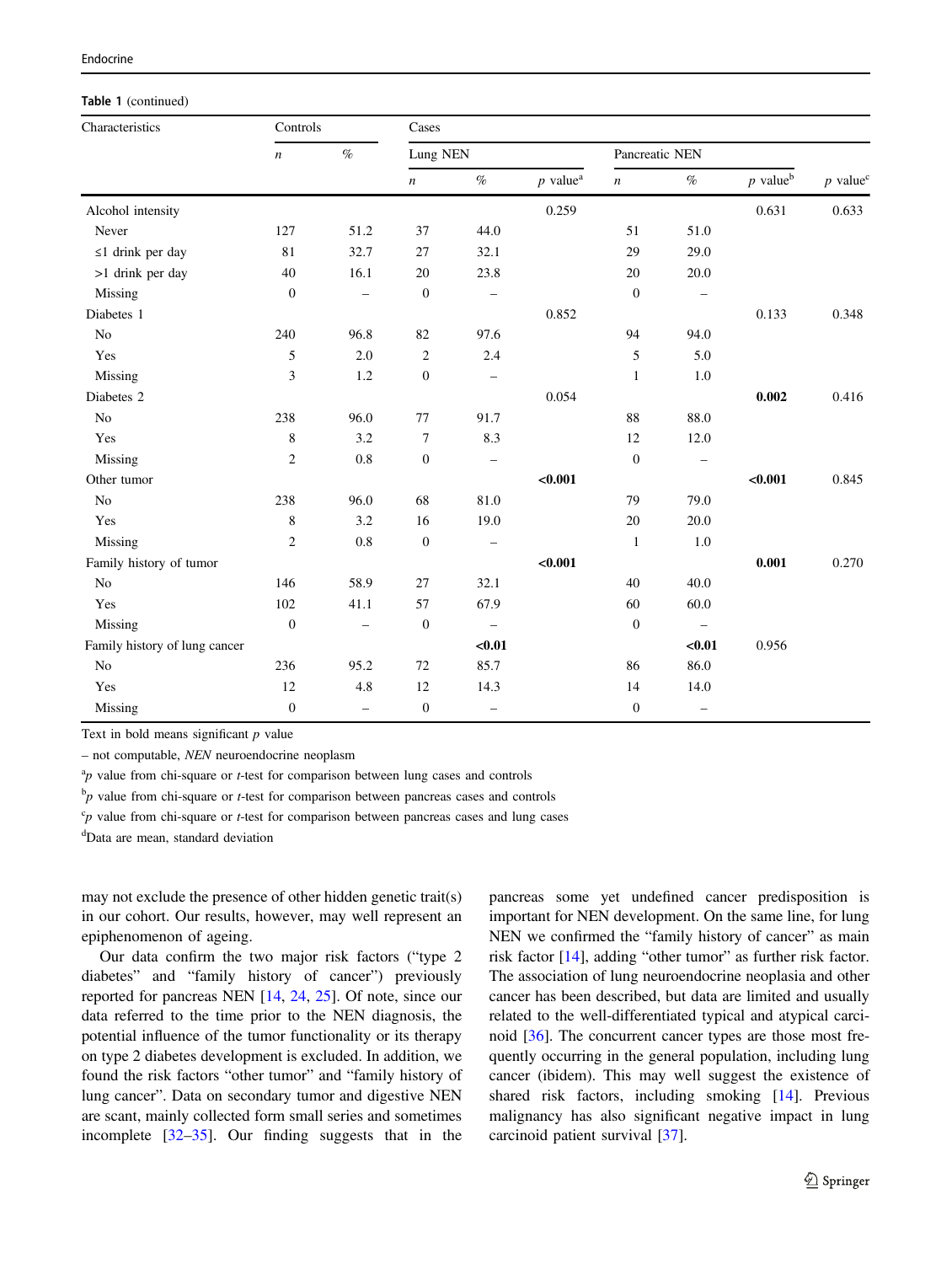**Table 1** (continued)

| Characteristics | Controls | | Cases | | | | | | |
|---|---|---|---|---|---|---|---|---|---|
| | | | Lung NEN | | | Pancreatic NEN | | | |
| | *n* | % | *n* | % | *p* value[a] | *n* | % | *p* value[b] | *p* value[c] |
| Alcohol intensity | | | | | 0.259 | | | 0.631 | 0.633 |
| Never | 127 | 51.2 | 37 | 44.0 | | 51 | 51.0 | | |
| ≤1 drink per day | 81 | 32.7 | 27 | 32.1 | | 29 | 29.0 | | |
| >1 drink per day | 40 | 16.1 | 20 | 23.8 | | 20 | 20.0 | | |
| Missing | 0 | – | 0 | – | | 0 | – | | |
| Diabetes 1 | | | | | 0.852 | | | 0.133 | 0.348 |
| No | 240 | 96.8 | 82 | 97.6 | | 94 | 94.0 | | |
| Yes | 5 | 2.0 | 2 | 2.4 | | 5 | 5.0 | | |
| Missing | 3 | 1.2 | 0 | – | | 1 | 1.0 | | |
| Diabetes 2 | | | | | 0.054 | | | **0.002** | 0.416 |
| No | 238 | 96.0 | 77 | 91.7 | | 88 | 88.0 | | |
| Yes | 8 | 3.2 | 7 | 8.3 | | 12 | 12.0 | | |
| Missing | 2 | 0.8 | 0 | – | | 0 | – | | |
| Other tumor | | | | | **<0.001** | | | **<0.001** | 0.845 |
| No | 238 | 96.0 | 68 | 81.0 | | 79 | 79.0 | | |
| Yes | 8 | 3.2 | 16 | 19.0 | | 20 | 20.0 | | |
| Missing | 2 | 0.8 | 0 | – | | 1 | 1.0 | | |
| Family history of tumor | | | | | **<0.001** | | | **0.001** | 0.270 |
| No | 146 | 58.9 | 27 | 32.1 | | 40 | 40.0 | | |
| Yes | 102 | 41.1 | 57 | 67.9 | | 60 | 60.0 | | |
| Missing | 0 | – | 0 | – | | 0 | – | | |
| Family history of lung cancer | | | | **<0.01** | | | **<0.01** | 0.956 | |
| No | 236 | 95.2 | 72 | 85.7 | | 86 | 86.0 | | |
| Yes | 12 | 4.8 | 12 | 14.3 | | 14 | 14.0 | | |
| Missing | 0 | – | 0 | – | | 0 | – | | |

Text in bold means significant *p* value

– not computable, *NEN* neuroendocrine neoplasm

[a] *p* value from chi-square or *t*-test for comparison between lung cases and controls

[b] *p* value from chi-square or *t*-test for comparison between pancreas cases and controls

[c] *p* value from chi-square or *t*-test for comparison between pancreas cases and lung cases

[d] Data are mean, standard deviation

may not exclude the presence of other hidden genetic trait(s) in our cohort. Our results, however, may well represent an epiphenomenon of ageing.

Our data confirm the two major risk factors ("type 2 diabetes" and "family history of cancer") previously reported for pancreas NEN [14, 24, 25]. Of note, since our data referred to the time prior to the NEN diagnosis, the potential influence of the tumor functionality or its therapy on type 2 diabetes development is excluded. In addition, we found the risk factors "other tumor" and "family history of lung cancer". Data on secondary tumor and digestive NEN are scant, mainly collected form small series and sometimes incomplete [32–35]. Our finding suggests that in the pancreas some yet undefined cancer predisposition is important for NEN development. On the same line, for lung NEN we confirmed the "family history of cancer" as main risk factor [14], adding "other tumor" as further risk factor. The association of lung neuroendocrine neoplasia and other cancer has been described, but data are limited and usually related to the well-differentiated typical and atypical carcinoid [36]. The concurrent cancer types are those most frequently occurring in the general population, including lung cancer (ibidem). This may well suggest the existence of shared risk factors, including smoking [14]. Previous malignancy has also significant negative impact in lung carcinoid patient survival [37].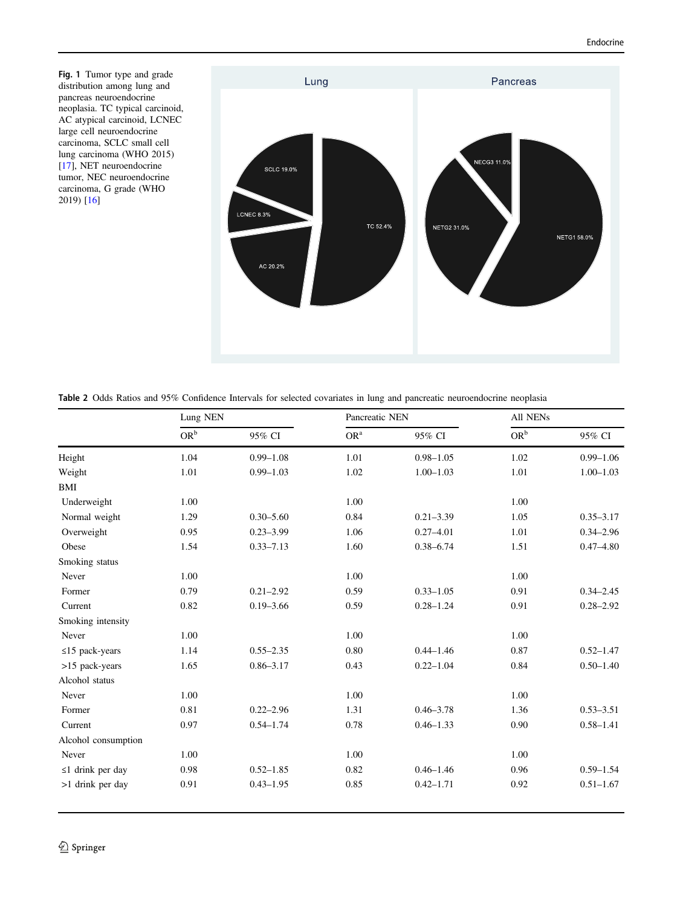**Fig. 1** Tumor type and grade distribution among lung and pancreas neuroendocrine neoplasia. TC typical carcinoid, AC atypical carcinoid, LCNEC large cell neuroendocrine carcinoma, SCLC small cell lung carcinoma (WHO 2015) [17], NET neuroendocrine tumor, NEC neuroendocrine carcinoma, G grade (WHO 2019) [16]

**Table 2** Odds Ratios and 95% Confidence Intervals for selected covariates in lung and pancreatic neuroendocrine neoplasia

| | Lung NEN | | Pancreatic NEN | | All NENs | |
|---|---|---|---|---|---|---|
| | OR[b] | 95% CI | OR[a] | 95% CI | OR[b] | 95% CI |
| Height | 1.04 | 0.99–1.08 | 1.01 | 0.98–1.05 | 1.02 | 0.99–1.06 |
| Weight | 1.01 | 0.99–1.03 | 1.02 | 1.00–1.03 | 1.01 | 1.00–1.03 |
| BMI | | | | | | |
| Underweight | 1.00 | | 1.00 | | 1.00 | |
| Normal weight | 1.29 | 0.30–5.60 | 0.84 | 0.21–3.39 | 1.05 | 0.35–3.17 |
| Overweight | 0.95 | 0.23–3.99 | 1.06 | 0.27–4.01 | 1.01 | 0.34–2.96 |
| Obese | 1.54 | 0.33–7.13 | 1.60 | 0.38–6.74 | 1.51 | 0.47–4.80 |
| Smoking status | | | | | | |
| Never | 1.00 | | 1.00 | | 1.00 | |
| Former | 0.79 | 0.21–2.92 | 0.59 | 0.33–1.05 | 0.91 | 0.34–2.45 |
| Current | 0.82 | 0.19–3.66 | 0.59 | 0.28–1.24 | 0.91 | 0.28–2.92 |
| Smoking intensity | | | | | | |
| Never | 1.00 | | 1.00 | | 1.00 | |
| ≤15 pack-years | 1.14 | 0.55–2.35 | 0.80 | 0.44–1.46 | 0.87 | 0.52–1.47 |
| >15 pack-years | 1.65 | 0.86–3.17 | 0.43 | 0.22–1.04 | 0.84 | 0.50–1.40 |
| Alcohol status | | | | | | |
| Never | 1.00 | | 1.00 | | 1.00 | |
| Former | 0.81 | 0.22–2.96 | 1.31 | 0.46–3.78 | 1.36 | 0.53–3.51 |
| Current | 0.97 | 0.54–1.74 | 0.78 | 0.46–1.33 | 0.90 | 0.58–1.41 |
| Alcohol consumption | | | | | | |
| Never | 1.00 | | 1.00 | | 1.00 | |
| ≤1 drink per day | 0.98 | 0.52–1.85 | 0.82 | 0.46–1.46 | 0.96 | 0.59–1.54 |
| >1 drink per day | 0.91 | 0.43–1.95 | 0.85 | 0.42–1.71 | 0.92 | 0.51–1.67 |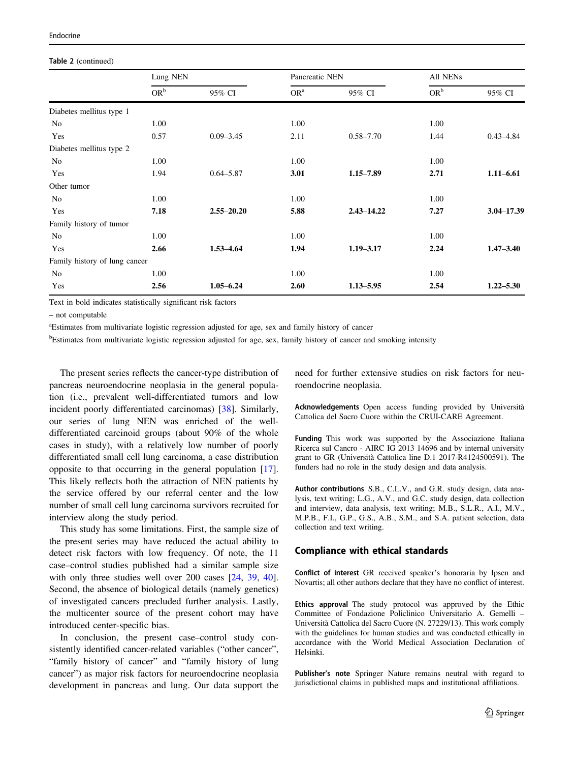**Table 2** (continued)

| | Lung NEN | | Pancreatic NEN | | All NENs | |
|---|---|---|---|---|---|---|
| | OR[b] | 95% CI | OR[a] | 95% CI | OR[b] | 95% CI |
| Diabetes mellitus type 1 | | | | | | |
| No | 1.00 | | 1.00 | | 1.00 | |
| Yes | 0.57 | 0.09–3.45 | 2.11 | 0.58–7.70 | 1.44 | 0.43–4.84 |
| Diabetes mellitus type 2 | | | | | | |
| No | 1.00 | | 1.00 | | 1.00 | |
| Yes | 1.94 | 0.64–5.87 | **3.01** | **1.15–7.89** | **2.71** | **1.11–6.61** |
| Other tumor | | | | | | |
| No | 1.00 | | 1.00 | | 1.00 | |
| Yes | **7.18** | **2.55–20.20** | **5.88** | **2.43–14.22** | **7.27** | **3.04–17.39** |
| Family history of tumor | | | | | | |
| No | 1.00 | | 1.00 | | 1.00 | |
| Yes | **2.66** | **1.53–4.64** | **1.94** | **1.19–3.17** | **2.24** | **1.47–3.40** |
| Family history of lung cancer | | | | | | |
| No | 1.00 | | 1.00 | | 1.00 | |
| Yes | **2.56** | **1.05–6.24** | **2.60** | **1.13–5.95** | **2.54** | **1.22–5.30** |

Text in bold indicates statistically significant risk factors

– not computable

[a]Estimates from multivariate logistic regression adjusted for age, sex and family history of cancer

[b]Estimates from multivariate logistic regression adjusted for age, sex, family history of cancer and smoking intensity

The present series reflects the cancer-type distribution of pancreas neuroendocrine neoplasia in the general population (i.e., prevalent well-differentiated tumors and low incident poorly differentiated carcinomas) [38]. Similarly, our series of lung NEN was enriched of the well-differentiated carcinoid groups (about 90% of the whole cases in study), with a relatively low number of poorly differentiated small cell lung carcinoma, a case distribution opposite to that occurring in the general population [17]. This likely reflects both the attraction of NEN patients by the service offered by our referral center and the low number of small cell lung carcinoma survivors recruited for interview along the study period.

This study has some limitations. First, the sample size of the present series may have reduced the actual ability to detect risk factors with low frequency. Of note, the 11 case–control studies published had a similar sample size with only three studies well over 200 cases [24, 39, 40]. Second, the absence of biological details (namely genetics) of investigated cancers precluded further analysis. Lastly, the multicenter source of the present cohort may have introduced center-specific bias.

In conclusion, the present case–control study consistently identified cancer-related variables ("other cancer", "family history of cancer" and "family history of lung cancer") as major risk factors for neuroendocrine neoplasia development in pancreas and lung. Our data support the need for further extensive studies on risk factors for neuroendocrine neoplasia.

**Acknowledgements** Open access funding provided by Università Cattolica del Sacro Cuore within the CRUI-CARE Agreement.

**Funding** This work was supported by the Associazione Italiana Ricerca sul Cancro - AIRC IG 2013 14696 and by internal university grant to GR (Università Cattolica line D.1 2017-R4124500591). The funders had no role in the study design and data analysis.

**Author contributions** S.B., C.L.V., and G.R. study design, data analysis, text writing; L.G., A.V., and G.C. study design, data collection and interview, data analysis, text writing; M.B., S.L.R., A.I., M.V., M.P.B., F.I., G.P., G.S., A.B., S.M., and S.A. patient selection, data collection and text writing.

## Compliance with ethical standards

**Conflict of interest** GR received speaker's honoraria by Ipsen and Novartis; all other authors declare that they have no conflict of interest.

**Ethics approval** The study protocol was approved by the Ethic Committee of Fondazione Policlinico Universitario A. Gemelli – Università Cattolica del Sacro Cuore (N. 27229/13). This work comply with the guidelines for human studies and was conducted ethically in accordance with the World Medical Association Declaration of Helsinki.

**Publisher's note** Springer Nature remains neutral with regard to jurisdictional claims in published maps and institutional affiliations.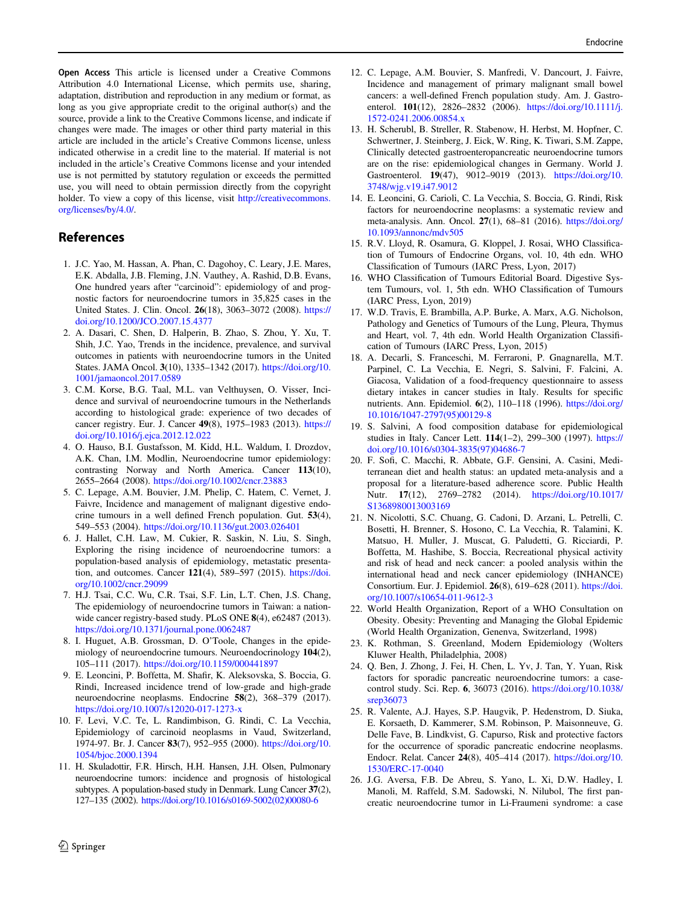**Open Access** This article is licensed under a Creative Commons Attribution 4.0 International License, which permits use, sharing, adaptation, distribution and reproduction in any medium or format, as long as you give appropriate credit to the original author(s) and the source, provide a link to the Creative Commons license, and indicate if changes were made. The images or other third party material in this article are included in the article's Creative Commons license, unless indicated otherwise in a credit line to the material. If material is not included in the article's Creative Commons license and your intended use is not permitted by statutory regulation or exceeds the permitted use, you will need to obtain permission directly from the copyright holder. To view a copy of this license, visit http://creativecommons.org/licenses/by/4.0/.

## References

1. J.C. Yao, M. Hassan, A. Phan, C. Dagohoy, C. Leary, J.E. Mares, E.K. Abdalla, J.B. Fleming, J.N. Vauthey, A. Rashid, D.B. Evans, One hundred years after "carcinoid": epidemiology of and prognostic factors for neuroendocrine tumors in 35,825 cases in the United States. J. Clin. Oncol. **26**(18), 3063–3072 (2008). https://doi.org/10.1200/JCO.2007.15.4377
2. A. Dasari, C. Shen, D. Halperin, B. Zhao, S. Zhou, Y. Xu, T. Shih, J.C. Yao, Trends in the incidence, prevalence, and survival outcomes in patients with neuroendocrine tumors in the United States. JAMA Oncol. **3**(10), 1335–1342 (2017). https://doi.org/10.1001/jamaoncol.2017.0589
3. C.M. Korse, B.G. Taal, M.L. van Velthuysen, O. Visser, Incidence and survival of neuroendocrine tumours in the Netherlands according to histological grade: experience of two decades of cancer registry. Eur. J. Cancer **49**(8), 1975–1983 (2013). https://doi.org/10.1016/j.ejca.2012.12.022
4. O. Hauso, B.I. Gustafsson, M. Kidd, H.L. Waldum, I. Drozdov, A.K. Chan, I.M. Modlin, Neuroendocrine tumor epidemiology: contrasting Norway and North America. Cancer **113**(10), 2655–2664 (2008). https://doi.org/10.1002/cncr.23883
5. C. Lepage, A.M. Bouvier, J.M. Phelip, C. Hatem, C. Vernet, J. Faivre, Incidence and management of malignant digestive endocrine tumours in a well defined French population. Gut. **53**(4), 549–553 (2004). https://doi.org/10.1136/gut.2003.026401
6. J. Hallet, C.H. Law, M. Cukier, R. Saskin, N. Liu, S. Singh, Exploring the rising incidence of neuroendocrine tumors: a population-based analysis of epidemiology, metastatic presentation, and outcomes. Cancer **121**(4), 589–597 (2015). https://doi.org/10.1002/cncr.29099
7. H.J. Tsai, C.C. Wu, C.R. Tsai, S.F. Lin, L.T. Chen, J.S. Chang, The epidemiology of neuroendocrine tumors in Taiwan: a nation-wide cancer registry-based study. PLoS ONE **8**(4), e62487 (2013). https://doi.org/10.1371/journal.pone.0062487
8. I. Huguet, A.B. Grossman, D. O'Toole, Changes in the epidemiology of neuroendocrine tumours. Neuroendocrinology **104**(2), 105–111 (2017). https://doi.org/10.1159/000441897
9. E. Leoncini, P. Boffetta, M. Shafir, K. Aleksovska, S. Boccia, G. Rindi, Increased incidence trend of low-grade and high-grade neuroendocrine neoplasms. Endocrine **58**(2), 368–379 (2017). https://doi.org/10.1007/s12020-017-1273-x
10. F. Levi, V.C. Te, L. Randimbison, G. Rindi, C. La Vecchia, Epidemiology of carcinoid neoplasms in Vaud, Switzerland, 1974-97. Br. J. Cancer **83**(7), 952–955 (2000). https://doi.org/10.1054/bjoc.2000.1394
11. H. Skuladottir, F.R. Hirsch, H.H. Hansen, J.H. Olsen, Pulmonary neuroendocrine tumors: incidence and prognosis of histological subtypes. A population-based study in Denmark. Lung Cancer **37**(2), 127–135 (2002). https://doi.org/10.1016/s0169-5002(02)00080-6
12. C. Lepage, A.M. Bouvier, S. Manfredi, V. Dancourt, J. Faivre, Incidence and management of primary malignant small bowel cancers: a well-defined French population study. Am. J. Gastroenterol. **101**(12), 2826–2832 (2006). https://doi.org/10.1111/j.1572-0241.2006.00854.x
13. H. Scherubl, B. Streller, R. Stabenow, H. Herbst, M. Hopfner, C. Schwertner, J. Steinberg, J. Eick, W. Ring, K. Tiwari, S.M. Zappe, Clinically detected gastroenteropancreatic neuroendocrine tumors are on the rise: epidemiological changes in Germany. World J. Gastroenterol. **19**(47), 9012–9019 (2013). https://doi.org/10.3748/wjg.v19.i47.9012
14. E. Leoncini, G. Carioli, C. La Vecchia, S. Boccia, G. Rindi, Risk factors for neuroendocrine neoplasms: a systematic review and meta-analysis. Ann. Oncol. **27**(1), 68–81 (2016). https://doi.org/10.1093/annonc/mdv505
15. R.V. Lloyd, R. Osamura, G. Kloppel, J. Rosai, WHO Classification of Tumours of Endocrine Organs, vol. 10, 4th edn. WHO Classification of Tumours (IARC Press, Lyon, 2017)
16. WHO Classification of Tumours Editorial Board. Digestive System Tumours, vol. 1, 5th edn. WHO Classification of Tumours (IARC Press, Lyon, 2019)
17. W.D. Travis, E. Brambilla, A.P. Burke, A. Marx, A.G. Nicholson, Pathology and Genetics of Tumours of the Lung, Pleura, Thymus and Heart, vol. 7, 4th edn. World Health Organization Classification of Tumours (IARC Press, Lyon, 2015)
18. A. Decarli, S. Franceschi, M. Ferraroni, P. Gnagnarella, M.T. Parpinel, C. La Vecchia, E. Negri, S. Salvini, F. Falcini, A. Giacosa, Validation of a food-frequency questionnaire to assess dietary intakes in cancer studies in Italy. Results for specific nutrients. Ann. Epidemiol. **6**(2), 110–118 (1996). https://doi.org/10.1016/1047-2797(95)00129-8
19. S. Salvini, A food composition database for epidemiological studies in Italy. Cancer Lett. **114**(1–2), 299–300 (1997). https://doi.org/10.1016/s0304-3835(97)04686-7
20. F. Sofi, C. Macchi, R. Abbate, G.F. Gensini, A. Casini, Mediterranean diet and health status: an updated meta-analysis and a proposal for a literature-based adherence score. Public Health Nutr. **17**(12), 2769–2782 (2014). https://doi.org/10.1017/S1368980013003169
21. N. Nicolotti, S.C. Chuang, G. Cadoni, D. Arzani, L. Petrelli, C. Bosetti, H. Brenner, S. Hosono, C. La Vecchia, R. Talamini, K. Matsuo, H. Muller, J. Muscat, G. Paludetti, G. Ricciardi, P. Boffetta, M. Hashibe, S. Boccia, Recreational physical activity and risk of head and neck cancer: a pooled analysis within the international head and neck cancer epidemiology (INHANCE) Consortium. Eur. J. Epidemiol. **26**(8), 619–628 (2011). https://doi.org/10.1007/s10654-011-9612-3
22. World Health Organization, Report of a WHO Consultation on Obesity. Obesity: Preventing and Managing the Global Epidemic (World Health Organization, Genenva, Switzerland, 1998)
23. K. Rothman, S. Greenland, Modern Epidemiology (Wolters Kluwer Health, Philadelphia, 2008)
24. Q. Ben, J. Zhong, J. Fei, H. Chen, L. Yv, J. Tan, Y. Yuan, Risk factors for sporadic pancreatic neuroendocrine tumors: a case-control study. Sci. Rep. **6**, 36073 (2016). https://doi.org/10.1038/srep36073
25. R. Valente, A.J. Hayes, S.P. Haugvik, P. Hedenstrom, D. Siuka, E. Korsaeth, D. Kammerer, S.M. Robinson, P. Maisonneuve, G. Delle Fave, B. Lindkvist, G. Capurso, Risk and protective factors for the occurrence of sporadic pancreatic endocrine neoplasms. Endocr. Relat. Cancer **24**(8), 405–414 (2017). https://doi.org/10.1530/ERC-17-0040
26. J.G. Aversa, F.B. De Abreu, S. Yano, L. Xi, D.W. Hadley, I. Manoli, M. Raffeld, S.M. Sadowski, N. Nilubol, The first pancreatic neuroendocrine tumor in Li-Fraumeni syndrome: a case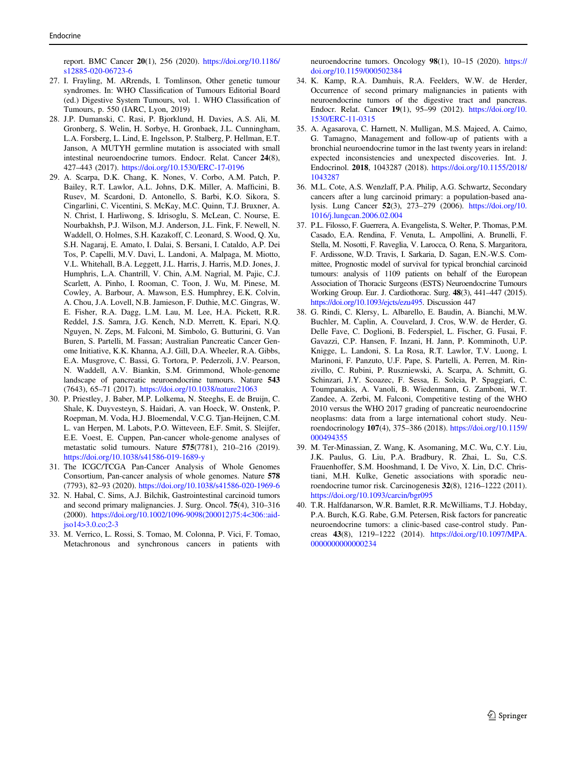report. BMC Cancer **20**(1), 256 (2020). https://doi.org/10.1186/s12885-020-06723-6

27. I. Frayling, M. ARrends, I. Tomlinson, Other genetic tumour syndromes. In: WHO Classification of Tumours Editorial Board (ed.) Digestive System Tumours, vol. 1. WHO Classification of Tumours, p. 550 (IARC, Lyon, 2019)
28. J.P. Dumanski, C. Rasi, P. Bjorklund, H. Davies, A.S. Ali, M. Gronberg, S. Welin, H. Sorbye, H. Gronbaek, J.L. Cunningham, L.A. Forsberg, L. Lind, E. Ingelsson, P. Stalberg, P. Hellman, E.T. Janson, A MUTYH germline mutation is associated with small intestinal neuroendocrine tumors. Endocr. Relat. Cancer **24**(8), 427–443 (2017). https://doi.org/10.1530/ERC-17-0196
29. A. Scarpa, D.K. Chang, K. Nones, V. Corbo, A.M. Patch, P. Bailey, R.T. Lawlor, A.L. Johns, D.K. Miller, A. Mafficini, B. Rusev, M. Scardoni, D. Antonello, S. Barbi, K.O. Sikora, S. Cingarlini, C. Vicentini, S. McKay, M.C. Quinn, T.J. Bruxner, A. N. Christ, I. Harliwong, S. Idrisoglu, S. McLean, C. Nourse, E. Nourbakhsh, P.J. Wilson, M.J. Anderson, J.L. Fink, F. Newell, N. Waddell, O. Holmes, S.H. Kazakoff, C. Leonard, S. Wood, Q. Xu, S.H. Nagaraj, E. Amato, I. Dalai, S. Bersani, I. Cataldo, A.P. Dei Tos, P. Capelli, M.V. Davi, L. Landoni, A. Malpaga, M. Miotto, V.L. Whitehall, B.A. Leggett, J.L. Harris, J. Harris, M.D. Jones, J. Humphris, L.A. Chantrill, V. Chin, A.M. Nagrial, M. Pajic, C.J. Scarlett, A. Pinho, I. Rooman, C. Toon, J. Wu, M. Pinese, M. Cowley, A. Barbour, A. Mawson, E.S. Humphrey, E.K. Colvin, A. Chou, J.A. Lovell, N.B. Jamieson, F. Duthie, M.C. Gingras, W. E. Fisher, R.A. Dagg, L.M. Lau, M. Lee, H.A. Pickett, R.R. Reddel, J.S. Samra, J.G. Kench, N.D. Merrett, K. Epari, N.Q. Nguyen, N. Zeps, M. Falconi, M. Simbolo, G. Butturini, G. Van Buren, S. Partelli, M. Fassan; Australian Pancreatic Cancer Genome Initiative, K.K. Khanna, A.J. Gill, D.A. Wheeler, R.A. Gibbs, E.A. Musgrove, C. Bassi, G. Tortora, P. Pederzoli, J.V. Pearson, N. Waddell, A.V. Biankin, S.M. Grimmond, Whole-genome landscape of pancreatic neuroendocrine tumours. Nature **543** (7643), 65–71 (2017). https://doi.org/10.1038/nature21063
30. P. Priestley, J. Baber, M.P. Lolkema, N. Steeghs, E. de Bruijn, C. Shale, K. Duyvesteyn, S. Haidari, A. van Hoeck, W. Onstenk, P. Roepman, M. Voda, H.J. Bloemendal, V.C.G. Tjan-Heijnen, C.M. L. van Herpen, M. Labots, P.O. Witteveen, E.F. Smit, S. Sleijfer, E.E. Voest, E. Cuppen, Pan-cancer whole-genome analyses of metastatic solid tumours. Nature **575**(7781), 210–216 (2019). https://doi.org/10.1038/s41586-019-1689-y
31. The ICGC/TCGA Pan-Cancer Analysis of Whole Genomes Consortium, Pan-cancer analysis of whole genomes. Nature **578** (7793), 82–93 (2020). https://doi.org/10.1038/s41586-020-1969-6
32. N. Habal, C. Sims, A.J. Bilchik, Gastrointestinal carcinoid tumors and second primary malignancies. J. Surg. Oncol. **75**(4), 310–316 (2000). https://doi.org/10.1002/1096-9098(200012)75:4<306::aid-jso14>3.0.co;2-3
33. M. Verrico, L. Rossi, S. Tomao, M. Colonna, P. Vici, F. Tomao, Metachronous and synchronous cancers in patients with neuroendocrine tumors. Oncology **98**(1), 10–15 (2020). https://doi.org/10.1159/000502384
34. K. Kamp, R.A. Damhuis, R.A. Feelders, W.W. de Herder, Occurrence of second primary malignancies in patients with neuroendocrine tumors of the digestive tract and pancreas. Endocr. Relat. Cancer **19**(1), 95–99 (2012). https://doi.org/10.1530/ERC-11-0315
35. A. Agasarova, C. Harnett, N. Mulligan, M.S. Majeed, A. Caimo, G. Tamagno, Management and follow-up of patients with a bronchial neuroendocrine tumor in the last twenty years in ireland: expected inconsistencies and unexpected discoveries. Int. J. Endocrinol. **2018**, 1043287 (2018). https://doi.org/10.1155/2018/1043287
36. M.L. Cote, A.S. Wenzlaff, P.A. Philip, A.G. Schwartz, Secondary cancers after a lung carcinoid primary: a population-based analysis. Lung Cancer **52**(3), 273–279 (2006). https://doi.org/10.1016/j.lungcan.2006.02.004
37. P.L. Filosso, F. Guerrera, A. Evangelista, S. Welter, P. Thomas, P.M. Casado, E.A. Rendina, F. Venuta, L. Ampollini, A. Brunelli, F. Stella, M. Nosotti, F. Raveglia, V. Larocca, O. Rena, S. Margaritora, F. Ardissone, W.D. Travis, I. Sarkaria, D. Sagan, E.N.-W.S. Committee, Prognostic model of survival for typical bronchial carcinoid tumours: analysis of 1109 patients on behalf of the European Association of Thoracic Surgeons (ESTS) Neuroendocrine Tumours Working Group. Eur. J. Cardiothorac. Surg. **48**(3), 441–447 (2015). https://doi.org/10.1093/ejcts/ezu495. Discussion 447
38. G. Rindi, C. Klersy, L. Albarello, E. Baudin, A. Bianchi, M.W. Buchler, M. Caplin, A. Couvelard, J. Cros, W.W. de Herder, G. Delle Fave, C. Doglioni, B. Federspiel, L. Fischer, G. Fusai, F. Gavazzi, C.P. Hansen, F. Inzani, H. Jann, P. Komminoth, U.P. Knigge, L. Landoni, S. La Rosa, R.T. Lawlor, T.V. Luong, I. Marinoni, F. Panzuto, U.F. Pape, S. Partelli, A. Perren, M. Rinzivillo, C. Rubini, P. Ruszniewski, A. Scarpa, A. Schmitt, G. Schinzari, J.Y. Scoazec, F. Sessa, E. Solcia, P. Spaggiari, C. Toumpanakis, A. Vanoli, B. Wiedenmann, G. Zamboni, W.T. Zandee, A. Zerbi, M. Falconi, Competitive testing of the WHO 2010 versus the WHO 2017 grading of pancreatic neuroendocrine neoplasms: data from a large international cohort study. Neuroendocrinology **107**(4), 375–386 (2018). https://doi.org/10.1159/000494355
39. M. Ter-Minassian, Z. Wang, K. Asomaning, M.C. Wu, C.Y. Liu, J.K. Paulus, G. Liu, P.A. Bradbury, R. Zhai, L. Su, C.S. Frauenhoffer, S.M. Hooshmand, I. De Vivo, X. Lin, D.C. Christiani, M.H. Kulke, Genetic associations with sporadic neuroendocrine tumor risk. Carcinogenesis **32**(8), 1216–1222 (2011). https://doi.org/10.1093/carcin/bgr095
40. T.R. Halfdanarson, W.R. Bamlet, R.R. McWilliams, T.J. Hobday, P.A. Burch, K.G. Rabe, G.M. Petersen, Risk factors for pancreatic neuroendocrine tumors: a clinic-based case-control study. Pancreas **43**(8), 1219–1222 (2014). https://doi.org/10.1097/MPA.0000000000000234